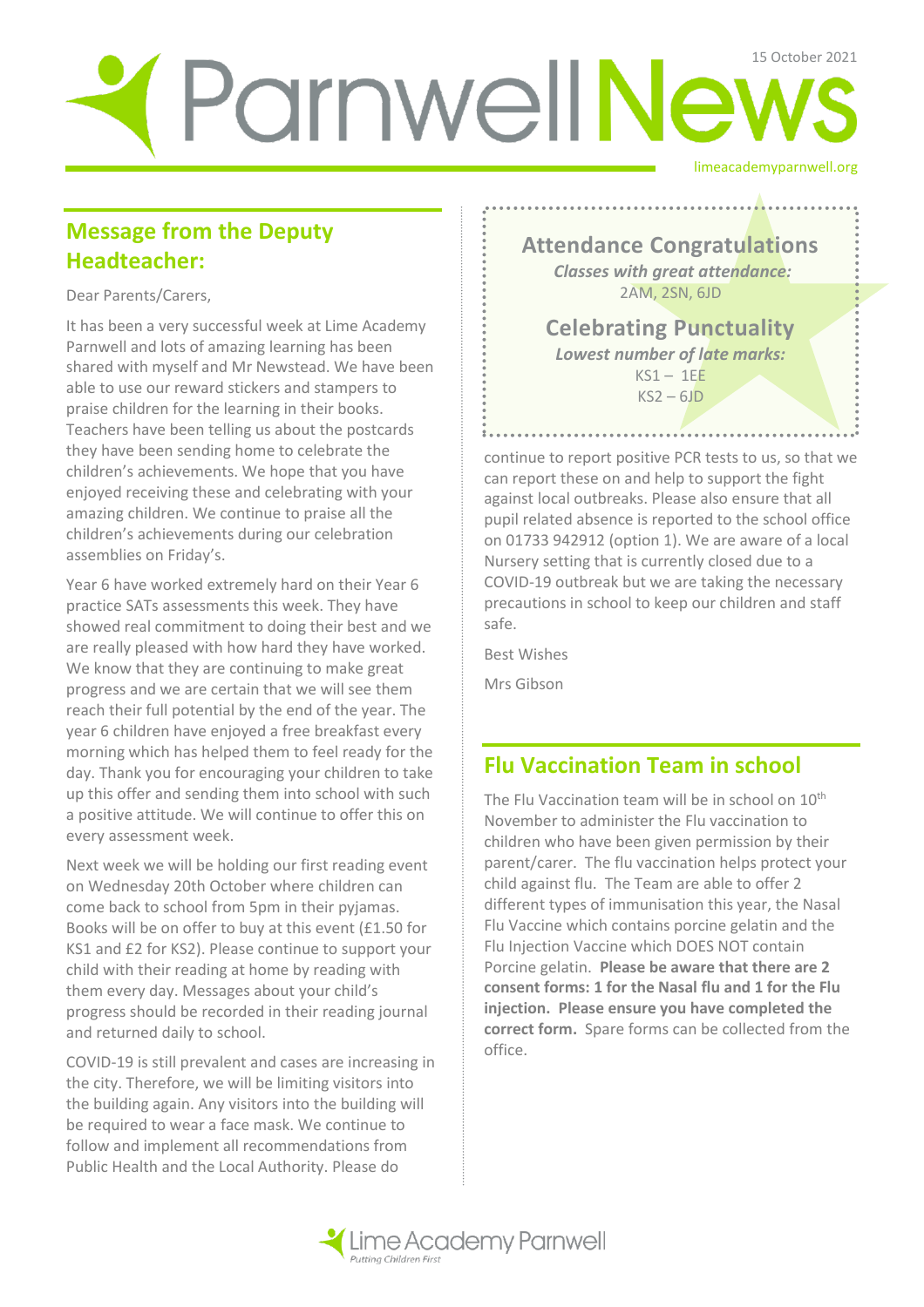# Parnwell News

15 October 2021

limeacademyparnwell.org

## Message from the Deputy Headteacher:

Dear Parents/Carers,

It has been a very successful week at Lime Academy Parnwell and lots of amazing learning has been shared with myself and Mr Newstead. We have been able to use our reward stickers and stampers to praise children for the learning in their books. Teachers have been telling us about the postcards they have been sending home to celebrate the children's achievements. We hope that you have enjoyed receiving these and celebrating with your amazing children. We continue to praise all the children's achievements during our celebration assemblies on Friday's.

Year 6 have worked extremely hard on their Year 6 practice SATs assessments this week. They have showed real commitment to doing their best and we are really pleased with how hard they have worked. We know that they are continuing to make great progress and we are certain that we will see them reach their full potential by the end of the year. The year 6 children have enjoyed a free breakfast every morning which has helped them to feel ready for the day. Thank you for encouraging your children to take up this offer and sending them into school with such a positive attitude. We will continue to offer this on every assessment week.

Next week we will be holding our first reading event on Wednesday 20th October where children can come back to school from 5pm in their pyjamas. Books will be on offer to buy at this event (£1.50 for KS1 and £2 for KS2). Please continue to support your child with their reading at home by reading with them every day. Messages about your child's progress should be recorded in their reading journal and returned daily to school.

COVID-19 is still prevalent and cases are increasing in the city. Therefore, we will be limiting visitors into the building again. Any visitors into the building will be required to wear a face mask. We continue to follow and implement all recommendations from Public Health and the Local Authority. Please do continue to report positive PCR tests to us, so that we can report these on and help to support the fight against local outbreaks. Please also ensure that all pupil related absence is reported to the school office on 01733 942912 (option 1). We are aware of a local Nursery setting that is currently closed due to a COVID-19 outbreak but we are taking the necessary precautions in school to keep our children and staff safe.

Best Wishes

Mrs Gibson

### Attendance Congratulations

*Classes with great attendance:*

2AM, 2SN, 6JD

### Celebrating Punctuality

*Lowest number of late marks:*

KS1 – 1EE

KS2 – 6JD

## Flu Vaccination Team in school

The Flu Vaccination team will be in school on 10th November to administer the Flu vaccination to children who have been given permission by their parent/carer. The flu vaccination helps protect your child against flu. The Team are able to offer 2 different types of immunisation this year, the Nasal Flu Vaccine which contains porcine gelatin and the Flu Injection Vaccine which DOES NOT contain Porcine gelatin. **Please be aware that there are 2 consent forms: 1 for the Nasal flu and 1 for the Flu injection. Please ensure you have completed the correct form.** Spare forms can be collected from the office.

Lime Academy Parnwell

*Putting Children First*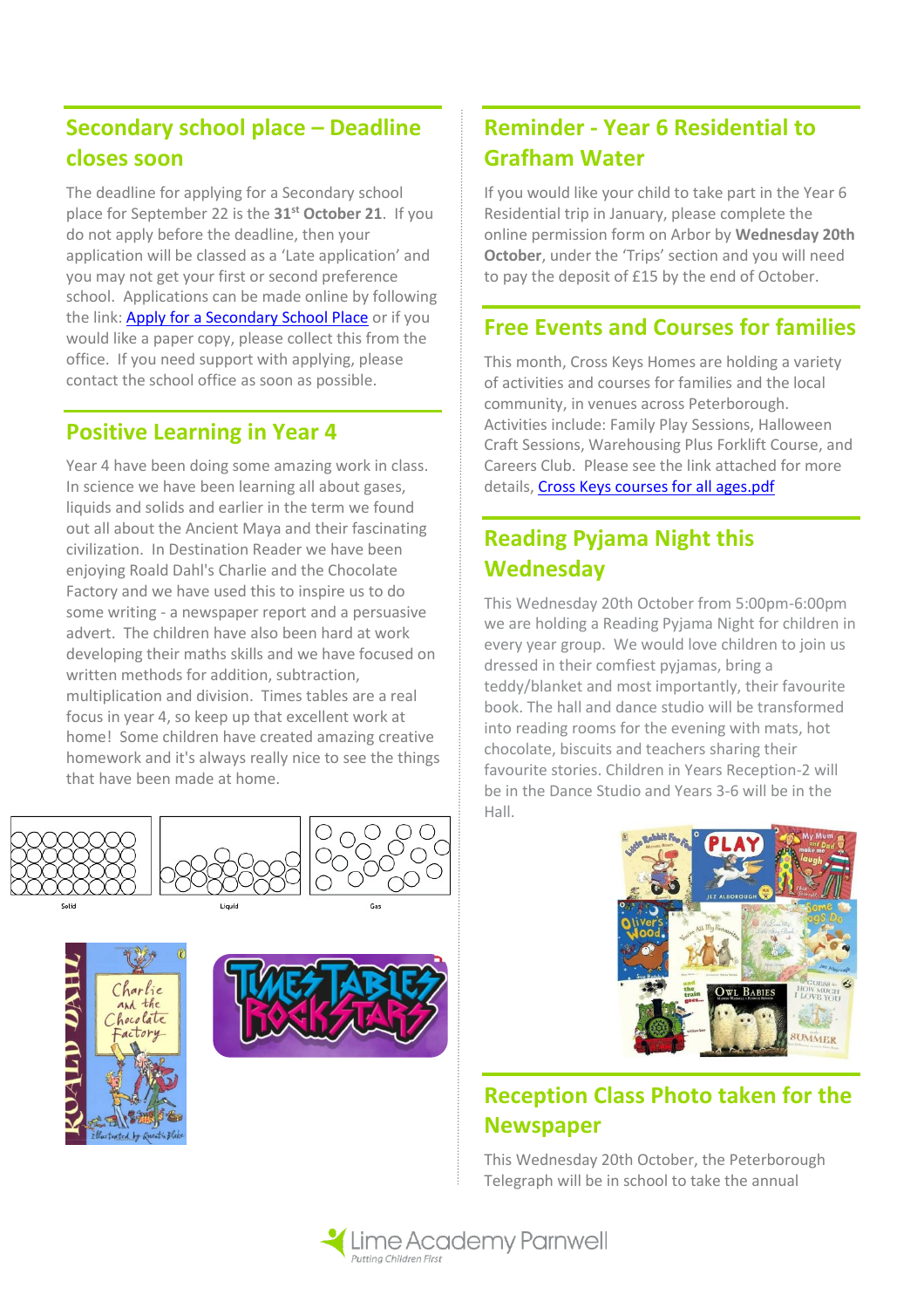## Secondary school place – Deadline closes soon

The deadline for applying for a Secondary school place for September 22 is the **31st October 21**. If you do not apply before the deadline, then your application will be classed as a 'Late application' and you may not get your first or second preference school. Applications can be made online by following the link: Apply for a Secondary School Place or if you would like a paper copy, please collect this from the office. If you need support with applying, please contact the school office as soon as possible.

## Positive Learning in Year 4

Year 4 have been doing some amazing work in class. In science we have been learning all about gases, liquids and solids and earlier in the term we found out all about the Ancient Maya and their fascinating civilization. In Destination Reader we have been enjoying Roald Dahl's Charlie and the Chocolate Factory and we have used this to inspire us to do some writing - a newspaper report and a persuasive advert. The children have also been hard at work developing their maths skills and we have focused on written methods for addition, subtraction, multiplication and division. Times tables are a real focus in year 4, so keep up that excellent work at home! Some children have created amazing creative homework and it's always really nice to see the things that have been made at home.

Solid Liquid Gas

## Reminder - Year 6 Residential to Grafham Water

If you would like your child to take part in the Year 6 Residential trip in January, please complete the online permission form on Arbor by **Wednesday 20th October**, under the 'Trips' section and you will need to pay the deposit of £15 by the end of October.

## Free Events and Courses for families

This month, Cross Keys Homes are holding a variety of activities and courses for families and the local community, in venues across Peterborough. Activities include: Family Play Sessions, Halloween Craft Sessions, Warehousing Plus Forklift Course, and Careers Club. Please see the link attached for more details, Cross Keys courses for all ages.pdf

## Reading Pyjama Night this Wednesday

This Wednesday 20th October from 5:00pm-6:00pm we are holding a Reading Pyjama Night for children in every year group. We would love children to join us dressed in their comfiest pyjamas, bring a teddy/blanket and most importantly, their favourite book. The hall and dance studio will be transformed into reading rooms for the evening with mats, hot chocolate, biscuits and teachers sharing their favourite stories. Children in Years Reception-2 will be in the Dance Studio and Years 3-6 will be in the Hall.

## Reception Class Photo taken for the Newspaper

This Wednesday 20th October, the Peterborough Telegraph will be in school to take the annual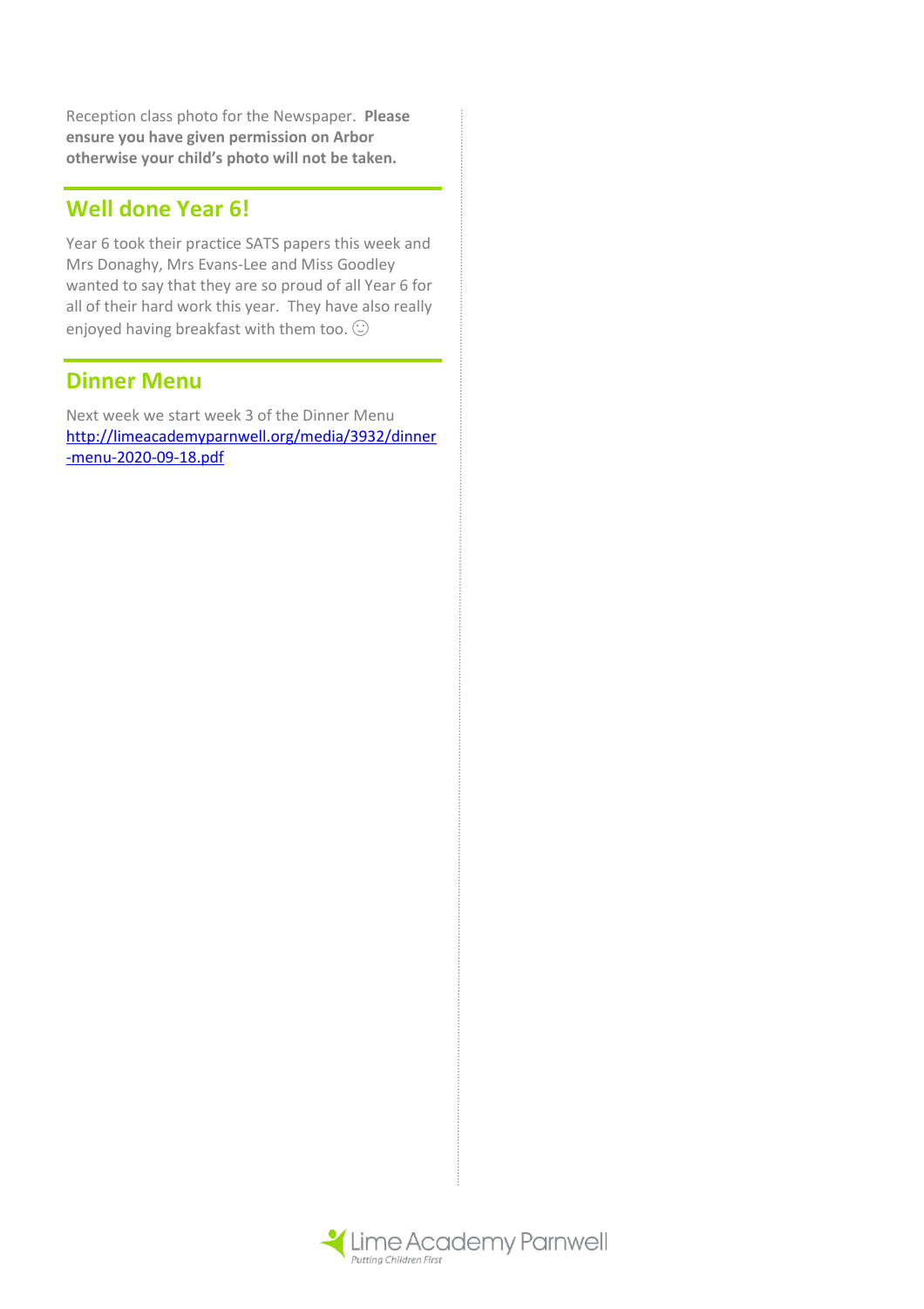Reception class photo for the Newspaper. **Please ensure you have given permission on Arbor otherwise your child's photo will not be taken.**

## Well done Year 6!

Year 6 took their practice SATS papers this week and Mrs Donaghy, Mrs Evans-Lee and Miss Goodley wanted to say that they are so proud of all Year 6 for all of their hard work this year. They have also really enjoyed having breakfast with them too. ☺

## Dinner Menu

Next week we start week 3 of the Dinner Menu [http://limeacademyparnwell.org/media/3932/dinner-menu-2020-09-18.pdf](http://limeacademyparnwell.org/media/3932/dinner-menu-2020-09-18.pdf)